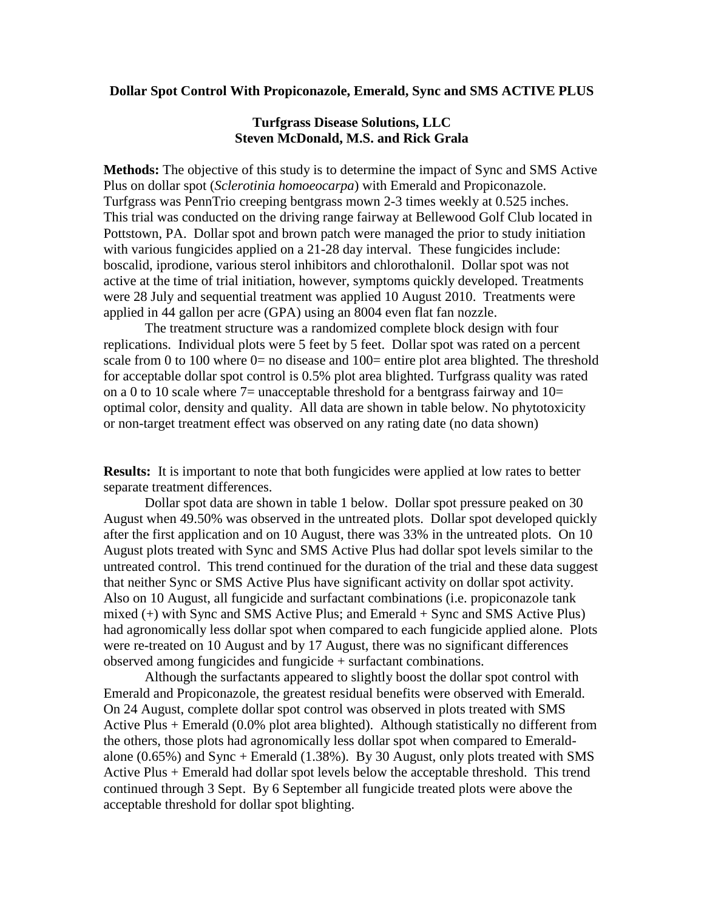**Dollar Spot Control With Propiconazole, Emerald, Sync and SMS ACTIVE PLUS**

**Turfgrass Disease Solutions, LLC**
**Steven McDonald, M.S. and Rick Grala**

**Methods:** The objective of this study is to determine the impact of Sync and SMS Active Plus on dollar spot (*Sclerotinia homoeocarpa*) with Emerald and Propiconazole. Turfgrass was PennTrio creeping bentgrass mown 2-3 times weekly at 0.525 inches. This trial was conducted on the driving range fairway at Bellewood Golf Club located in Pottstown, PA. Dollar spot and brown patch were managed the prior to study initiation with various fungicides applied on a 21-28 day interval. These fungicides include: boscalid, iprodione, various sterol inhibitors and chlorothalonil. Dollar spot was not active at the time of trial initiation, however, symptoms quickly developed. Treatments were 28 July and sequential treatment was applied 10 August 2010. Treatments were applied in 44 gallon per acre (GPA) using an 8004 even flat fan nozzle.

The treatment structure was a randomized complete block design with four replications. Individual plots were 5 feet by 5 feet. Dollar spot was rated on a percent scale from 0 to 100 where 0= no disease and 100= entire plot area blighted. The threshold for acceptable dollar spot control is 0.5% plot area blighted. Turfgrass quality was rated on a 0 to 10 scale where 7= unacceptable threshold for a bentgrass fairway and 10= optimal color, density and quality. All data are shown in table below. No phytotoxicity or non-target treatment effect was observed on any rating date (no data shown)

**Results:** It is important to note that both fungicides were applied at low rates to better separate treatment differences.

Dollar spot data are shown in table 1 below. Dollar spot pressure peaked on 30 August when 49.50% was observed in the untreated plots. Dollar spot developed quickly after the first application and on 10 August, there was 33% in the untreated plots. On 10 August plots treated with Sync and SMS Active Plus had dollar spot levels similar to the untreated control. This trend continued for the duration of the trial and these data suggest that neither Sync or SMS Active Plus have significant activity on dollar spot activity. Also on 10 August, all fungicide and surfactant combinations (i.e. propiconazole tank mixed (+) with Sync and SMS Active Plus; and Emerald + Sync and SMS Active Plus) had agronomically less dollar spot when compared to each fungicide applied alone. Plots were re-treated on 10 August and by 17 August, there was no significant differences observed among fungicides and fungicide + surfactant combinations.

Although the surfactants appeared to slightly boost the dollar spot control with Emerald and Propiconazole, the greatest residual benefits were observed with Emerald. On 24 August, complete dollar spot control was observed in plots treated with SMS Active Plus + Emerald (0.0% plot area blighted). Although statistically no different from the others, those plots had agronomically less dollar spot when compared to Emerald-alone (0.65%) and Sync + Emerald (1.38%). By 30 August, only plots treated with SMS Active Plus + Emerald had dollar spot levels below the acceptable threshold. This trend continued through 3 Sept. By 6 September all fungicide treated plots were above the acceptable threshold for dollar spot blighting.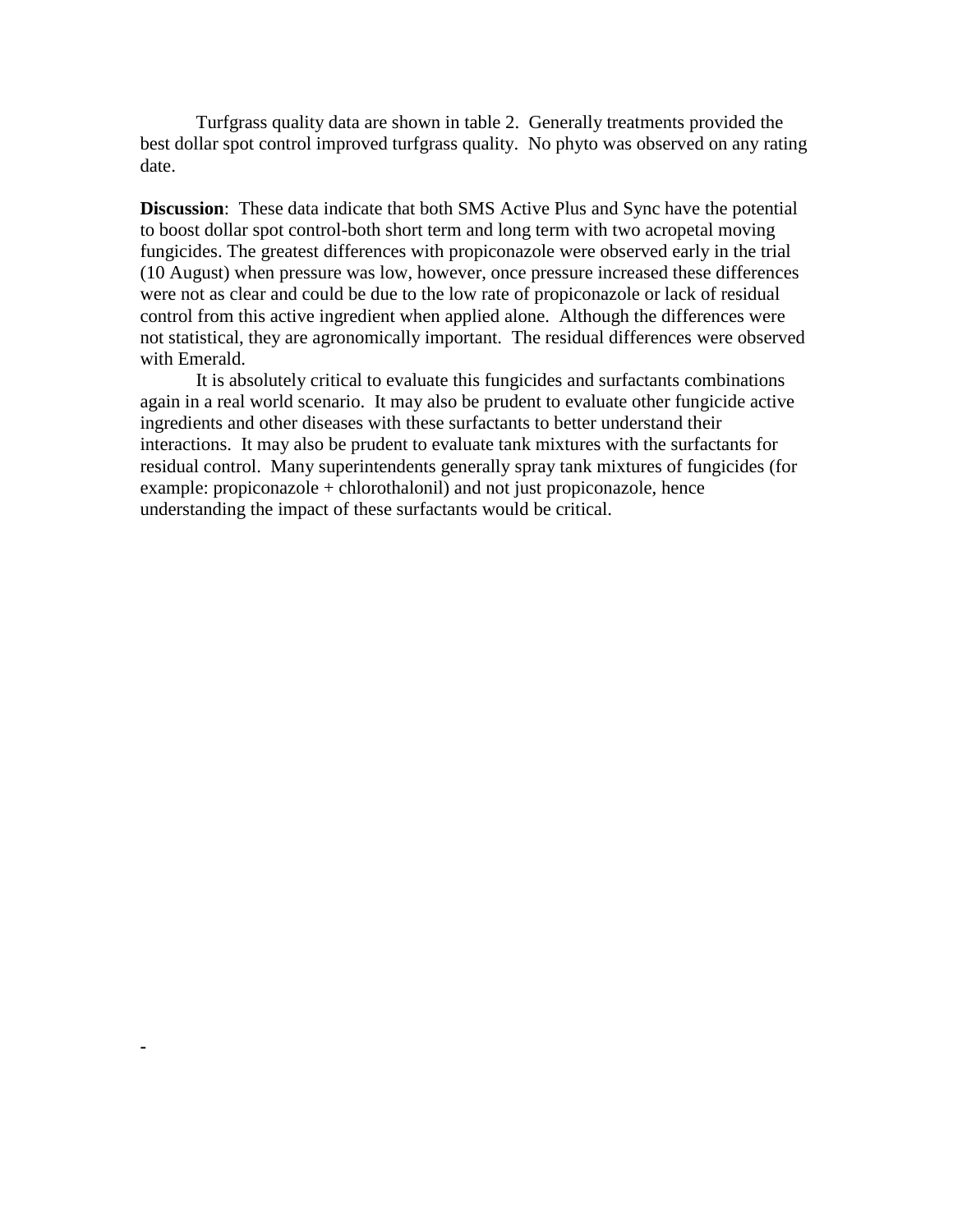Turfgrass quality data are shown in table 2. Generally treatments provided the best dollar spot control improved turfgrass quality. No phyto was observed on any rating date.

**Discussion**: These data indicate that both SMS Active Plus and Sync have the potential to boost dollar spot control-both short term and long term with two acropetal moving fungicides. The greatest differences with propiconazole were observed early in the trial (10 August) when pressure was low, however, once pressure increased these differences were not as clear and could be due to the low rate of propiconazole or lack of residual control from this active ingredient when applied alone. Although the differences were not statistical, they are agronomically important. The residual differences were observed with Emerald.

It is absolutely critical to evaluate this fungicides and surfactants combinations again in a real world scenario. It may also be prudent to evaluate other fungicide active ingredients and other diseases with these surfactants to better understand their interactions. It may also be prudent to evaluate tank mixtures with the surfactants for residual control. Many superintendents generally spray tank mixtures of fungicides (for example: propiconazole + chlorothalonil) and not just propiconazole, hence understanding the impact of these surfactants would be critical.

-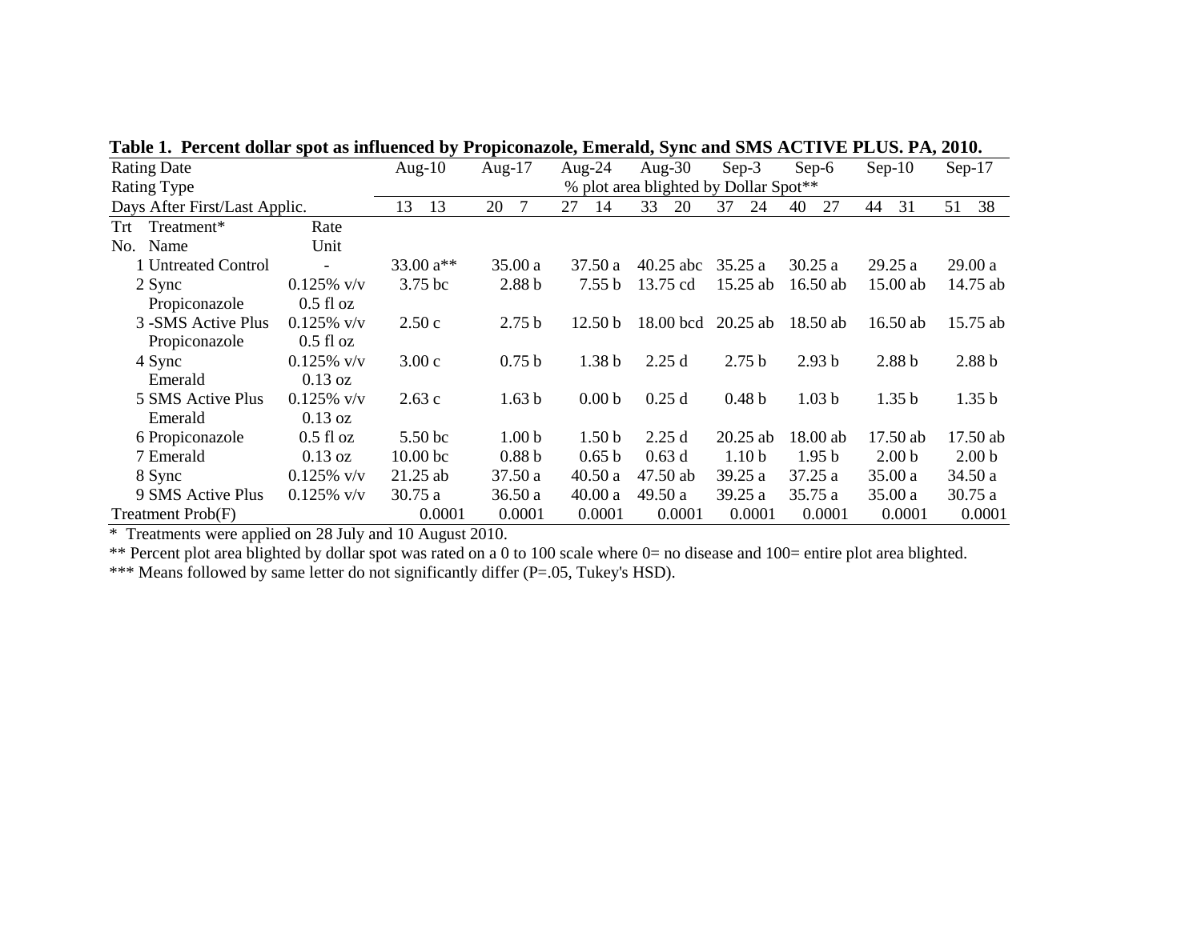**Table 1. Percent dollar spot as influenced by Propiconazole, Emerald, Sync and SMS ACTIVE PLUS. PA, 2010.**

| Rating Date | | | Aug-10 | Aug-17 | Aug-24 | Aug-30 | Sep-3 | Sep-6 | Sep-10 | Sep-17 |
|---|---|---|---|---|---|---|---|---|---|---|
| Rating Type | | | % plot area blighted by Dollar Spot** | | | | | | | |
| Days After First/Last Applic. | | | 13 13 | 20 7 | 27 14 | 33 20 | 37 24 | 40 27 | 44 31 | 51 38 |
| Trt No. | Treatment* Name | Rate Unit | | | | | | | | |
| 1 | Untreated Control | - | 33.00 a** | 35.00 a | 37.50 a | 40.25 abc | 35.25 a | 30.25 a | 29.25 a | 29.00 a |
| 2 | Sync | 0.125% v/v | 3.75 bc | 2.88 b | 7.55 b | 13.75 cd | 15.25 ab | 16.50 ab | 15.00 ab | 14.75 ab |
| | Propiconazole | 0.5 fl oz | | | | | | | | |
| 3 | -SMS Active Plus | 0.125% v/v | 2.50 c | 2.75 b | 12.50 b | 18.00 bcd | 20.25 ab | 18.50 ab | 16.50 ab | 15.75 ab |
| | Propiconazole | 0.5 fl oz | | | | | | | | |
| 4 | Sync | 0.125% v/v | 3.00 c | 0.75 b | 1.38 b | 2.25 d | 2.75 b | 2.93 b | 2.88 b | 2.88 b |
| | Emerald | 0.13 oz | | | | | | | | |
| 5 | SMS Active Plus | 0.125% v/v | 2.63 c | 1.63 b | 0.00 b | 0.25 d | 0.48 b | 1.03 b | 1.35 b | 1.35 b |
| | Emerald | 0.13 oz | | | | | | | | |
| 6 | Propiconazole | 0.5 fl oz | 5.50 bc | 1.00 b | 1.50 b | 2.25 d | 20.25 ab | 18.00 ab | 17.50 ab | 17.50 ab |
| 7 | Emerald | 0.13 oz | 10.00 bc | 0.88 b | 0.65 b | 0.63 d | 1.10 b | 1.95 b | 2.00 b | 2.00 b |
| 8 | Sync | 0.125% v/v | 21.25 ab | 37.50 a | 40.50 a | 47.50 ab | 39.25 a | 37.25 a | 35.00 a | 34.50 a |
| 9 | SMS Active Plus | 0.125% v/v | 30.75 a | 36.50 a | 40.00 a | 49.50 a | 39.25 a | 35.75 a | 35.00 a | 30.75 a |
| Treatment Prob(F) | | | 0.0001 | 0.0001 | 0.0001 | 0.0001 | 0.0001 | 0.0001 | 0.0001 | 0.0001 |

\* Treatments were applied on 28 July and 10 August 2010.

** Percent plot area blighted by dollar spot was rated on a 0 to 100 scale where 0= no disease and 100= entire plot area blighted.

*** Means followed by same letter do not significantly differ (P=.05, Tukey's HSD).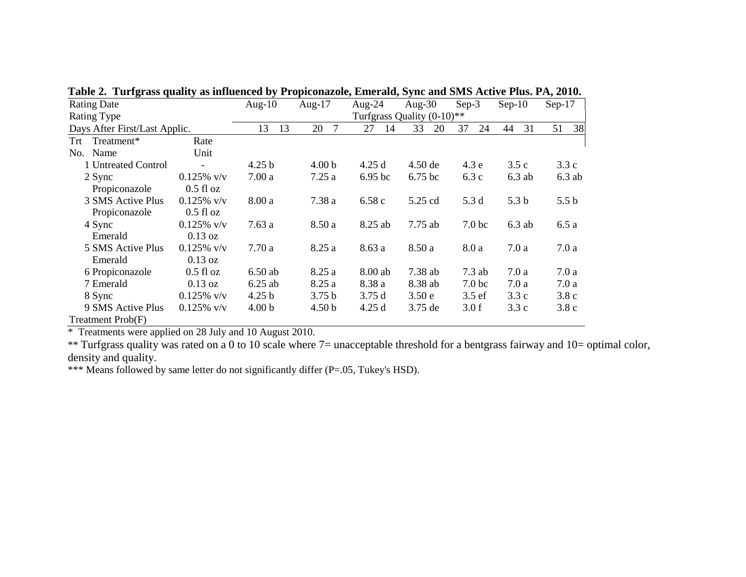**Table 2. Turfgrass quality as influenced by Propiconazole, Emerald, Sync and SMS Active Plus. PA, 2010.**

| Rating Date | | Aug-10 | Aug-17 | Aug-24 | Aug-30 | Sep-3 | Sep-10 | Sep-17 |
|---|---|---|---|---|---|---|---|---|
| Rating Type | | Turfgrass Quality (0-10)** | | | | | | |
| Days After First/Last Applic. | | 13 13 | 20 7 | 27 14 | 33 20 | 37 24 | 44 31 | 51 38 |
| Trt No. Treatment* Name | Rate Unit | | | | | | | |
| 1 Untreated Control | - | 4.25 b | 4.00 b | 4.25 d | 4.50 de | 4.3 e | 3.5 c | 3.3 c |
| 2 Sync | 0.125% v/v | 7.00 a | 7.25 a | 6.95 bc | 6.75 bc | 6.3 c | 6.3 ab | 6.3 ab |
| Propiconazole | 0.5 fl oz | | | | | | | |
| 3 SMS Active Plus | 0.125% v/v | 8.00 a | 7.38 a | 6.58 c | 5.25 cd | 5.3 d | 5.3 b | 5.5 b |
| Propiconazole | 0.5 fl oz | | | | | | | |
| 4 Sync | 0.125% v/v | 7.63 a | 8.50 a | 8.25 ab | 7.75 ab | 7.0 bc | 6.3 ab | 6.5 a |
| Emerald | 0.13 oz | | | | | | | |
| 5 SMS Active Plus | 0.125% v/v | 7.70 a | 8.25 a | 8.63 a | 8.50 a | 8.0 a | 7.0 a | 7.0 a |
| Emerald | 0.13 oz | | | | | | | |
| 6 Propiconazole | 0.5 fl oz | 6.50 ab | 8.25 a | 8.00 ab | 7.38 ab | 7.3 ab | 7.0 a | 7.0 a |
| 7 Emerald | 0.13 oz | 6.25 ab | 8.25 a | 8.38 a | 8.38 ab | 7.0 bc | 7.0 a | 7.0 a |
| 8 Sync | 0.125% v/v | 4.25 b | 3.75 b | 3.75 d | 3.50 e | 3.5 ef | 3.3 c | 3.8 c |
| 9 SMS Active Plus | 0.125% v/v | 4.00 b | 4.50 b | 4.25 d | 3.75 de | 3.0 f | 3.3 c | 3.8 c |
| Treatment Prob(F) | | | | | | | | |

\* Treatments were applied on 28 July and 10 August 2010.

** Turfgrass quality was rated on a 0 to 10 scale where 7= unacceptable threshold for a bentgrass fairway and 10= optimal color, density and quality.

*** Means followed by same letter do not significantly differ (P=.05, Tukey's HSD).